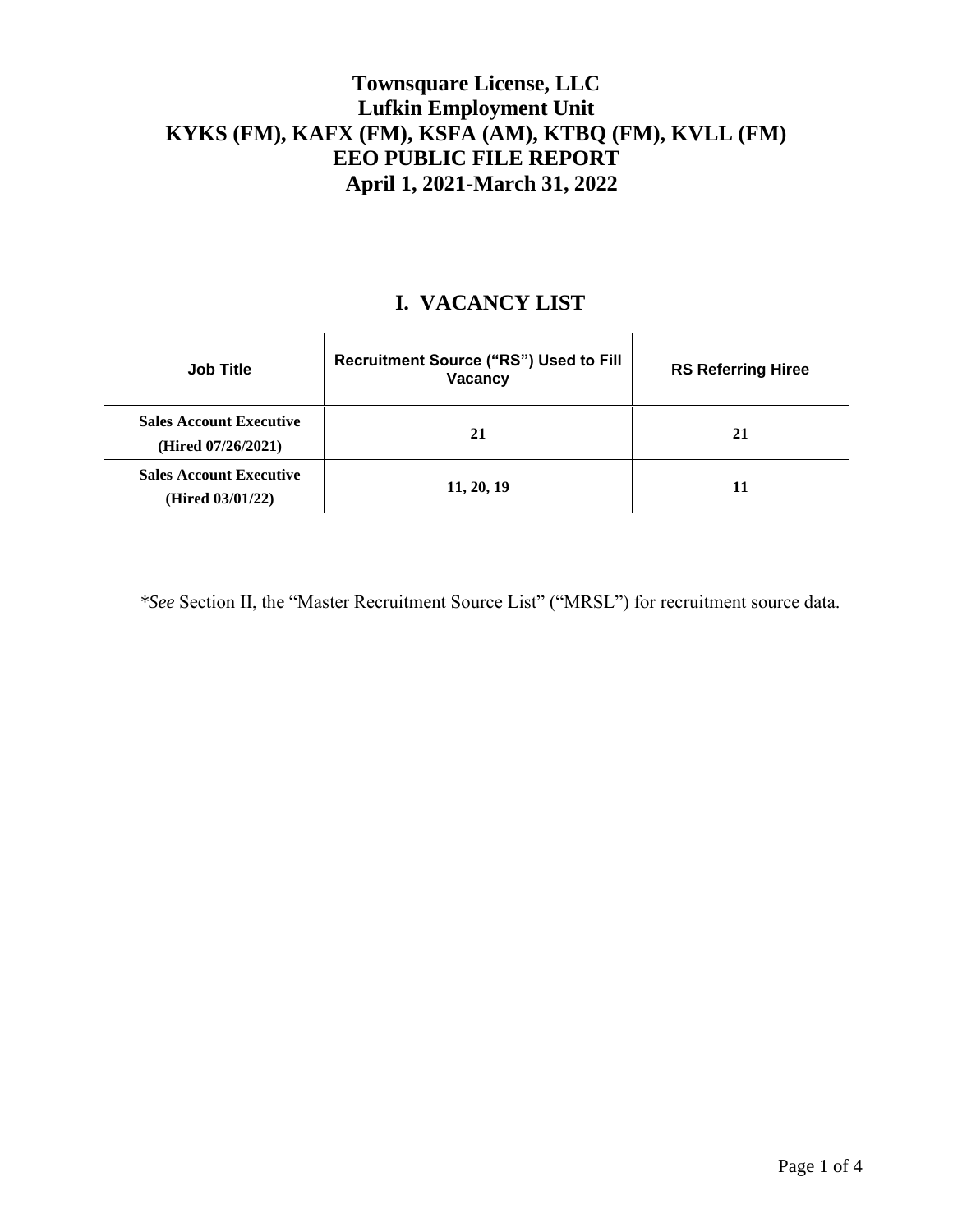# Townsquare License, LLC
# Lufkin Employment Unit
# KYKS (FM), KAFX (FM), KSFA (AM), KTBQ (FM), KVLL (FM)
# EEO PUBLIC FILE REPORT
# April 1, 2021-March 31, 2022

## I. VACANCY LIST

| Job Title | Recruitment Source ("RS") Used to Fill Vacancy | RS Referring Hiree |
|---|---|---|
| **Sales Account Executive (Hired 07/26/2021)** | **21** | **21** |
| **Sales Account Executive (Hired 03/01/22)** | **11, 20, 19** | **11** |

**See* Section II, the "Master Recruitment Source List" ("MRSL") for recruitment source data.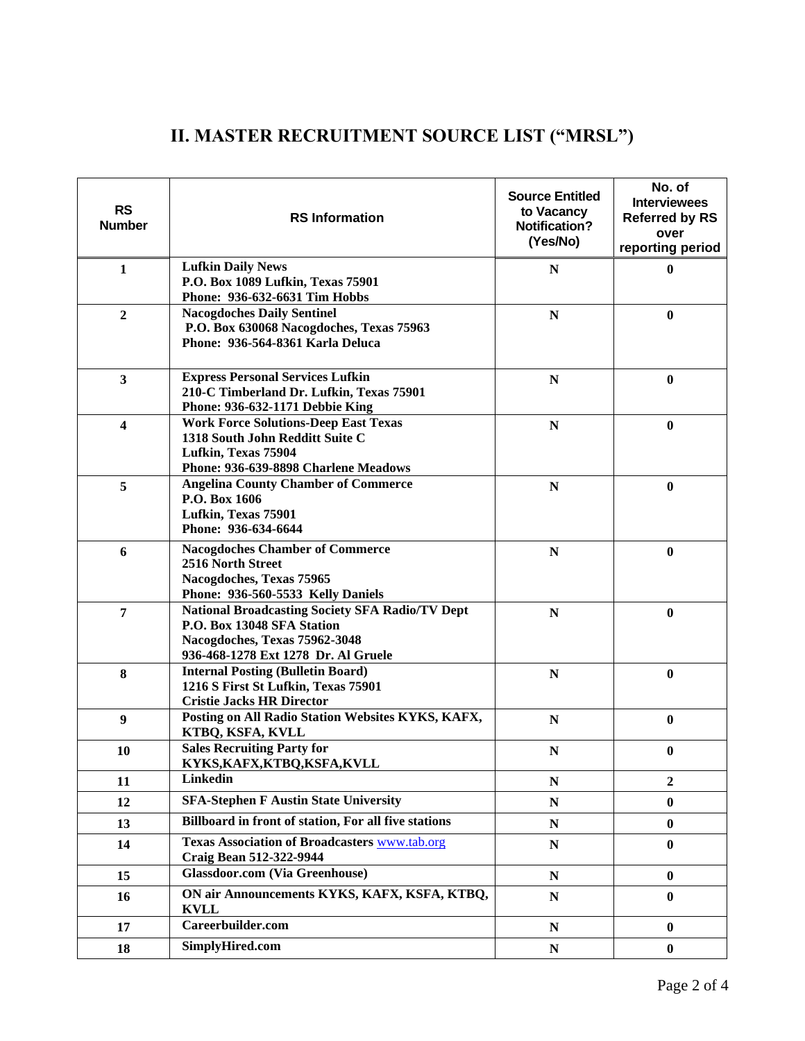## II. MASTER RECRUITMENT SOURCE LIST ("MRSL")

| RS Number | RS Information | Source Entitled to Vacancy Notification? (Yes/No) | No. of Interviewees Referred by RS over reporting period |
|---|---|---|---|
| **1** | **Lufkin Daily News**<br>**P.O. Box 1089 Lufkin, Texas 75901**<br>**Phone: 936-632-6631 Tim Hobbs** | **N** | **0** |
| **2** | **Nacogdoches Daily Sentinel**<br>**P.O. Box 630068 Nacogdoches, Texas 75963**<br>**Phone: 936-564-8361 Karla Deluca** | **N** | **0** |
| **3** | **Express Personal Services Lufkin**<br>**210-C Timberland Dr. Lufkin, Texas 75901**<br>**Phone: 936-632-1171 Debbie King** | **N** | **0** |
| **4** | **Work Force Solutions-Deep East Texas**<br>**1318 South John Redditt Suite C**<br>**Lufkin, Texas 75904**<br>**Phone: 936-639-8898 Charlene Meadows** | **N** | **0** |
| **5** | **Angelina County Chamber of Commerce**<br>**P.O. Box 1606**<br>**Lufkin, Texas 75901**<br>**Phone: 936-634-6644** | **N** | **0** |
| **6** | **Nacogdoches Chamber of Commerce**<br>**2516 North Street**<br>**Nacogdoches, Texas 75965**<br>**Phone: 936-560-5533 Kelly Daniels** | **N** | **0** |
| **7** | **National Broadcasting Society SFA Radio/TV Dept**<br>**P.O. Box 13048 SFA Station**<br>**Nacogdoches, Texas 75962-3048**<br>**936-468-1278 Ext 1278 Dr. Al Gruele** | **N** | **0** |
| **8** | **Internal Posting (Bulletin Board)**<br>**1216 S First St Lufkin, Texas 75901**<br>**Cristie Jacks HR Director** | **N** | **0** |
| **9** | **Posting on All Radio Station Websites KYKS, KAFX, KTBQ, KSFA, KVLL** | **N** | **0** |
| **10** | **Sales Recruiting Party for KYKS,KAFX,KTBQ,KSFA,KVLL** | **N** | **0** |
| **11** | **Linkedin** | **N** | **2** |
| **12** | **SFA-Stephen F Austin State University** | **N** | **0** |
| **13** | **Billboard in front of station, For all five stations** | **N** | **0** |
| **14** | **Texas Association of Broadcasters** www.tab.org<br>**Craig Bean 512-322-9944** | **N** | **0** |
| **15** | **Glassdoor.com (Via Greenhouse)** | **N** | **0** |
| **16** | **ON air Announcements KYKS, KAFX, KSFA, KTBQ, KVLL** | **N** | **0** |
| **17** | **Careerbuilder.com** | **N** | **0** |
| **18** | **SimplyHired.com** | **N** | **0** |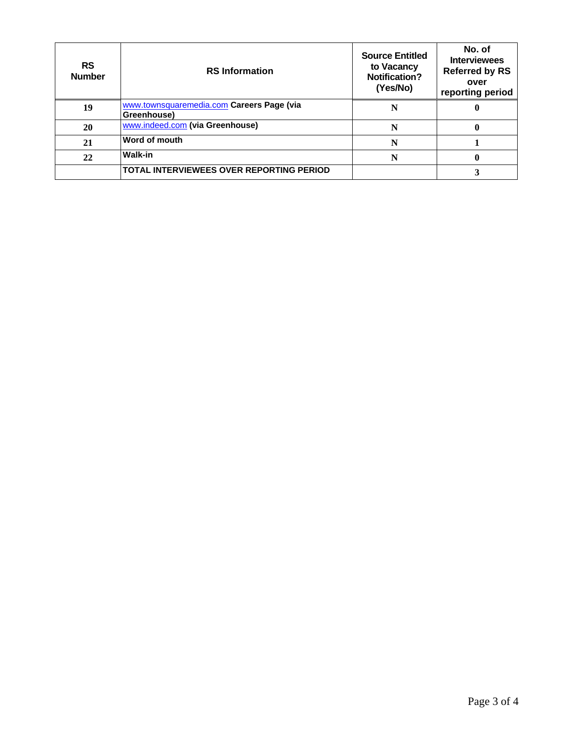| RS Number | RS Information | Source Entitled to Vacancy Notification? (Yes/No) | No. of Interviewees Referred by RS over reporting period |
| --- | --- | --- | --- |
| 19 | www.townsquaremedia.com Careers Page (via Greenhouse) | N | 0 |
| 20 | www.indeed.com (via Greenhouse) | N | 0 |
| 21 | Word of mouth | N | 1 |
| 22 | Walk-in | N | 0 |
| | TOTAL INTERVIEWEES OVER REPORTING PERIOD | | 3 |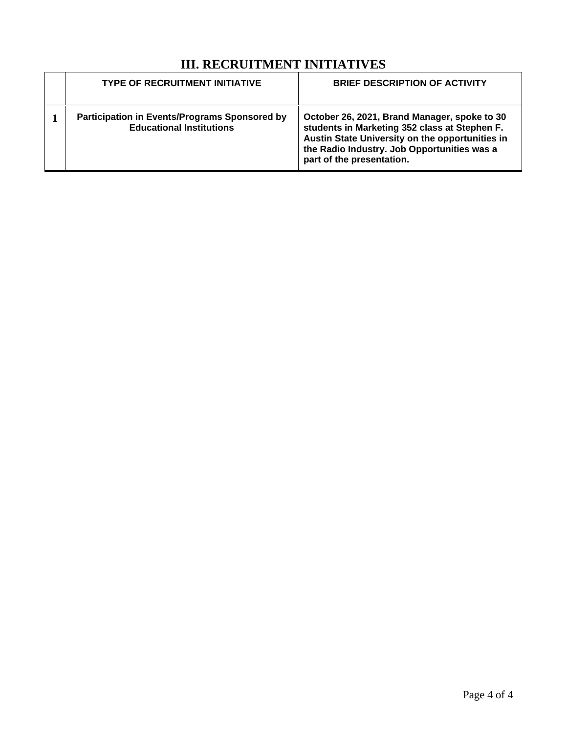# III. RECRUITMENT INITIATIVES

| | TYPE OF RECRUITMENT INITIATIVE | BRIEF DESCRIPTION OF ACTIVITY |
|---|---|---|
| 1 | **Participation in Events/Programs Sponsored by Educational Institutions** | **October 26, 2021, Brand Manager, spoke to 30 students in Marketing 352 class at Stephen F. Austin State University on the opportunities in the Radio Industry. Job Opportunities was a part of the presentation.** |